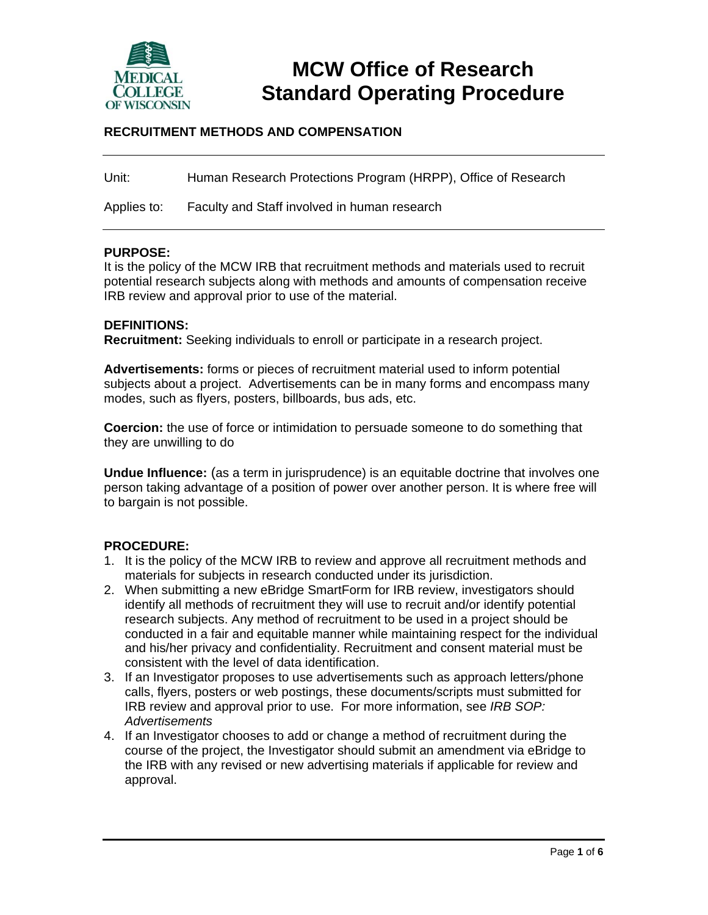# MCW Office of Research
# Standard Operating Procedure

## RECRUITMENT METHODS AND COMPENSATION

| | |
|---|---|
| Unit: | Human Research Protections Program (HRPP), Office of Research |
| Applies to: | Faculty and Staff involved in human research |

**PURPOSE:**
It is the policy of the MCW IRB that recruitment methods and materials used to recruit potential research subjects along with methods and amounts of compensation receive IRB review and approval prior to use of the material.

**DEFINITIONS:**
**Recruitment:** Seeking individuals to enroll or participate in a research project.

**Advertisements:** forms or pieces of recruitment material used to inform potential subjects about a project. Advertisements can be in many forms and encompass many modes, such as flyers, posters, billboards, bus ads, etc.

**Coercion:** the use of force or intimidation to persuade someone to do something that they are unwilling to do

**Undue Influence:** (as a term in jurisprudence) is an equitable doctrine that involves one person taking advantage of a position of power over another person. It is where free will to bargain is not possible.

**PROCEDURE:**

1. It is the policy of the MCW IRB to review and approve all recruitment methods and materials for subjects in research conducted under its jurisdiction.
2. When submitting a new eBridge SmartForm for IRB review, investigators should identify all methods of recruitment they will use to recruit and/or identify potential research subjects. Any method of recruitment to be used in a project should be conducted in a fair and equitable manner while maintaining respect for the individual and his/her privacy and confidentiality. Recruitment and consent material must be consistent with the level of data identification.
3. If an Investigator proposes to use advertisements such as approach letters/phone calls, flyers, posters or web postings, these documents/scripts must submitted for IRB review and approval prior to use. For more information, see *IRB SOP: Advertisements*
4. If an Investigator chooses to add or change a method of recruitment during the course of the project, the Investigator should submit an amendment via eBridge to the IRB with any revised or new advertising materials if applicable for review and approval.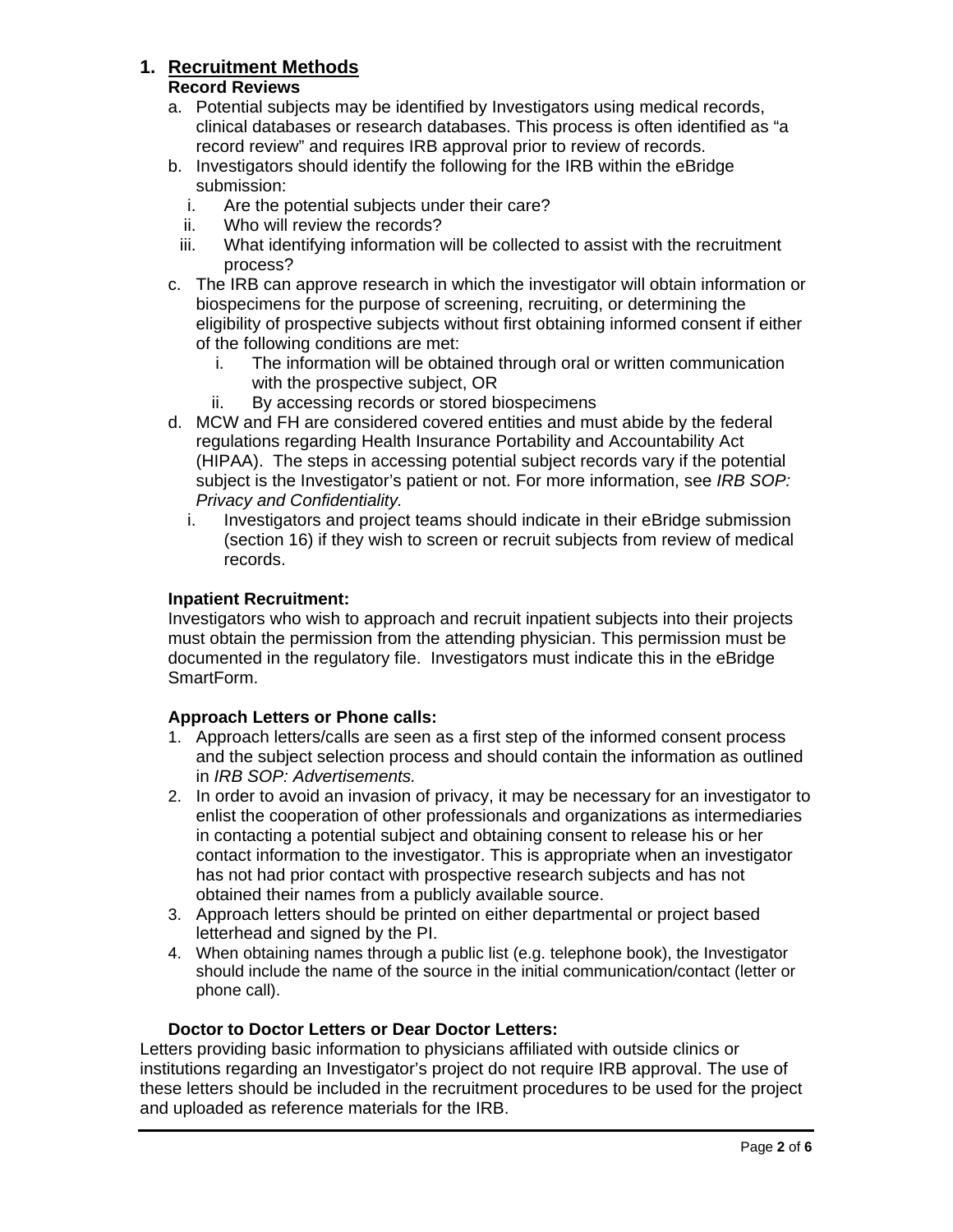## 1. Recruitment Methods

### Record Reviews

a. Potential subjects may be identified by Investigators using medical records, clinical databases or research databases. This process is often identified as "a record review" and requires IRB approval prior to review of records.
b. Investigators should identify the following for the IRB within the eBridge submission:
   i. Are the potential subjects under their care?
   ii. Who will review the records?
   iii. What identifying information will be collected to assist with the recruitment process?
c. The IRB can approve research in which the investigator will obtain information or biospecimens for the purpose of screening, recruiting, or determining the eligibility of prospective subjects without first obtaining informed consent if either of the following conditions are met:
   i. The information will be obtained through oral or written communication with the prospective subject, OR
   ii. By accessing records or stored biospecimens
d. MCW and FH are considered covered entities and must abide by the federal regulations regarding Health Insurance Portability and Accountability Act (HIPAA). The steps in accessing potential subject records vary if the potential subject is the Investigator's patient or not. For more information, see *IRB SOP: Privacy and Confidentiality.*
   i. Investigators and project teams should indicate in their eBridge submission (section 16) if they wish to screen or recruit subjects from review of medical records.

### Inpatient Recruitment:

Investigators who wish to approach and recruit inpatient subjects into their projects must obtain the permission from the attending physician. This permission must be documented in the regulatory file. Investigators must indicate this in the eBridge SmartForm.

### Approach Letters or Phone calls:

1. Approach letters/calls are seen as a first step of the informed consent process and the subject selection process and should contain the information as outlined in *IRB SOP: Advertisements.*
2. In order to avoid an invasion of privacy, it may be necessary for an investigator to enlist the cooperation of other professionals and organizations as intermediaries in contacting a potential subject and obtaining consent to release his or her contact information to the investigator. This is appropriate when an investigator has not had prior contact with prospective research subjects and has not obtained their names from a publicly available source.
3. Approach letters should be printed on either departmental or project based letterhead and signed by the PI.
4. When obtaining names through a public list (e.g. telephone book), the Investigator should include the name of the source in the initial communication/contact (letter or phone call).

### Doctor to Doctor Letters or Dear Doctor Letters:

Letters providing basic information to physicians affiliated with outside clinics or institutions regarding an Investigator's project do not require IRB approval. The use of these letters should be included in the recruitment procedures to be used for the project and uploaded as reference materials for the IRB.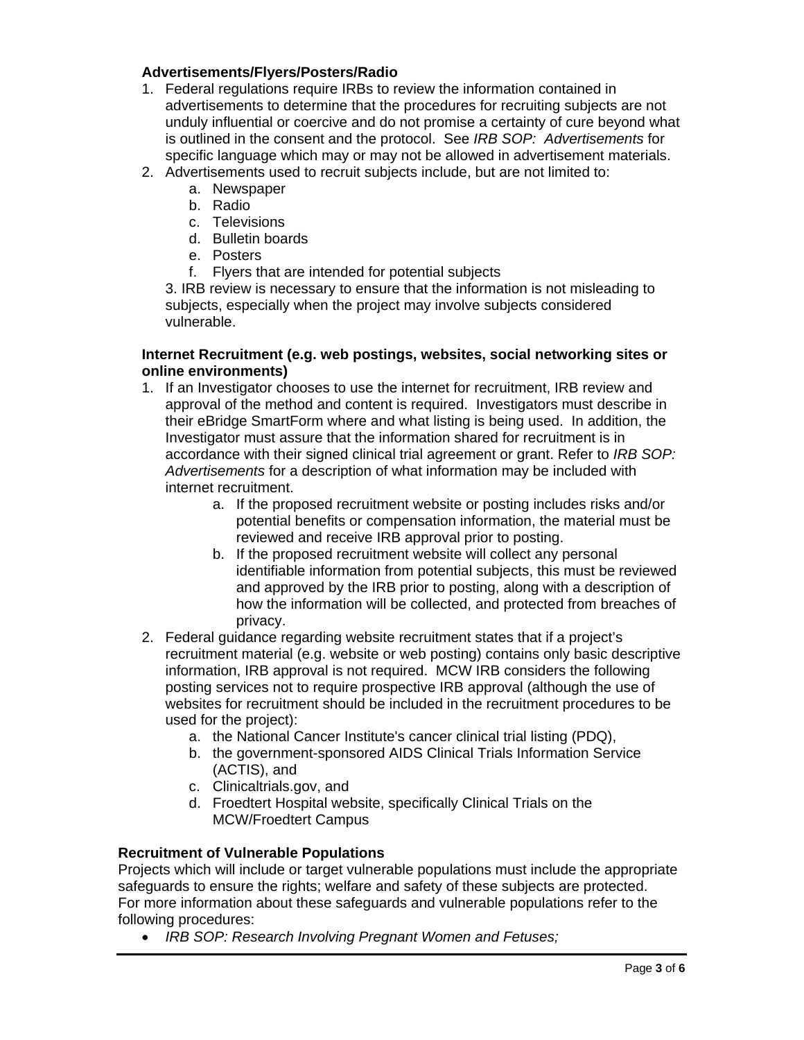**Advertisements/Flyers/Posters/Radio**

1. Federal regulations require IRBs to review the information contained in advertisements to determine that the procedures for recruiting subjects are not unduly influential or coercive and do not promise a certainty of cure beyond what is outlined in the consent and the protocol. See *IRB SOP: Advertisements* for specific language which may or may not be allowed in advertisement materials.
2. Advertisements used to recruit subjects include, but are not limited to:
   a. Newspaper
   b. Radio
   c. Televisions
   d. Bulletin boards
   e. Posters
   f. Flyers that are intended for potential subjects

   3. IRB review is necessary to ensure that the information is not misleading to subjects, especially when the project may involve subjects considered vulnerable.

**Internet Recruitment (e.g. web postings, websites, social networking sites or online environments)**

1. If an Investigator chooses to use the internet for recruitment, IRB review and approval of the method and content is required. Investigators must describe in their eBridge SmartForm where and what listing is being used. In addition, the Investigator must assure that the information shared for recruitment is in accordance with their signed clinical trial agreement or grant. Refer to *IRB SOP: Advertisements* for a description of what information may be included with internet recruitment.
   a. If the proposed recruitment website or posting includes risks and/or potential benefits or compensation information, the material must be reviewed and receive IRB approval prior to posting.
   b. If the proposed recruitment website will collect any personal identifiable information from potential subjects, this must be reviewed and approved by the IRB prior to posting, along with a description of how the information will be collected, and protected from breaches of privacy.
2. Federal guidance regarding website recruitment states that if a project's recruitment material (e.g. website or web posting) contains only basic descriptive information, IRB approval is not required. MCW IRB considers the following posting services not to require prospective IRB approval (although the use of websites for recruitment should be included in the recruitment procedures to be used for the project):
   a. the National Cancer Institute's cancer clinical trial listing (PDQ),
   b. the government-sponsored AIDS Clinical Trials Information Service (ACTIS), and
   c. Clinicaltrials.gov, and
   d. Froedtert Hospital website, specifically Clinical Trials on the MCW/Froedtert Campus

**Recruitment of Vulnerable Populations**

Projects which will include or target vulnerable populations must include the appropriate safeguards to ensure the rights; welfare and safety of these subjects are protected. For more information about these safeguards and vulnerable populations refer to the following procedures:

- *IRB SOP: Research Involving Pregnant Women and Fetuses;*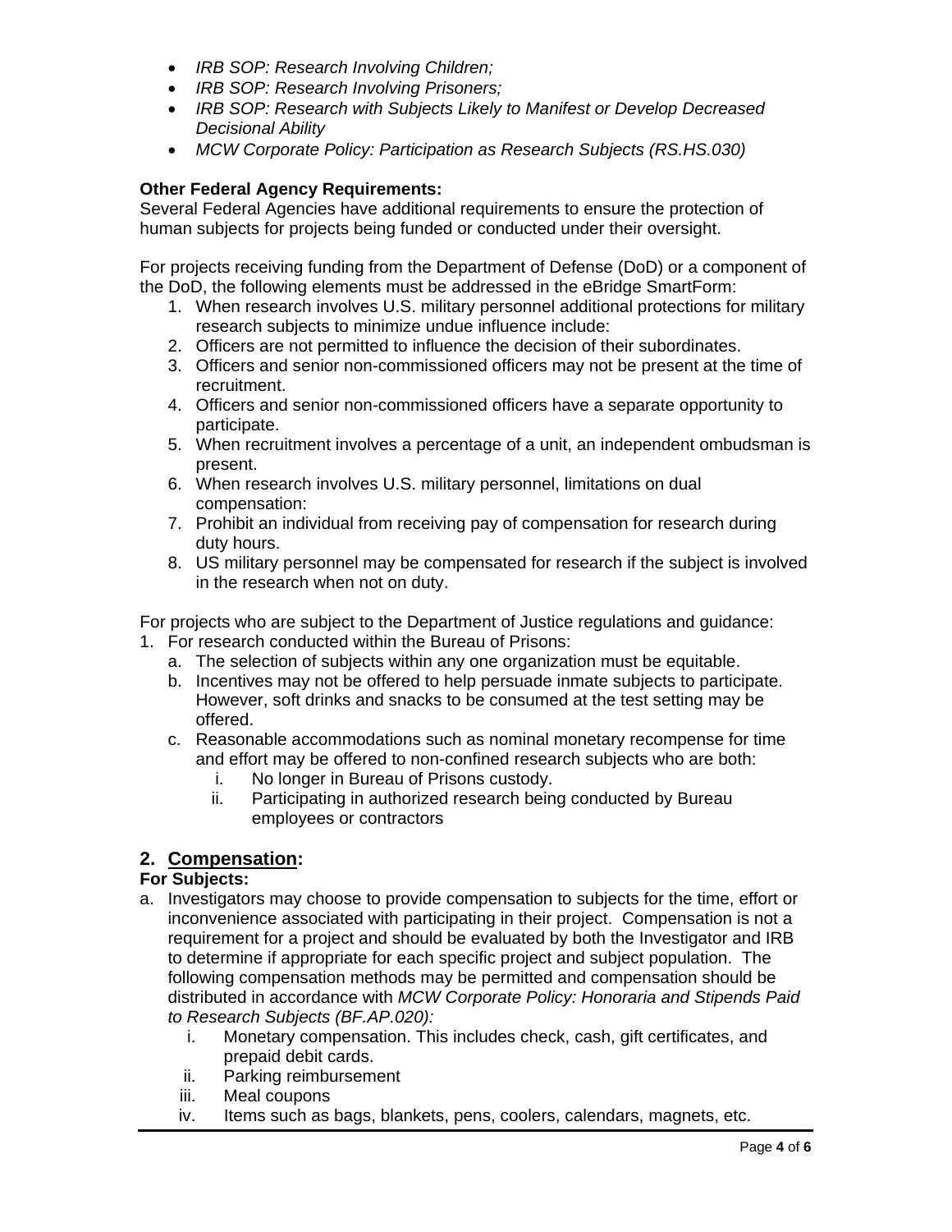- *IRB SOP: Research Involving Children;*
- *IRB SOP: Research Involving Prisoners;*
- *IRB SOP: Research with Subjects Likely to Manifest or Develop Decreased Decisional Ability*
- *MCW Corporate Policy: Participation as Research Subjects (RS.HS.030)*

**Other Federal Agency Requirements:**
Several Federal Agencies have additional requirements to ensure the protection of human subjects for projects being funded or conducted under their oversight.

For projects receiving funding from the Department of Defense (DoD) or a component of the DoD, the following elements must be addressed in the eBridge SmartForm:

1. When research involves U.S. military personnel additional protections for military research subjects to minimize undue influence include:
2. Officers are not permitted to influence the decision of their subordinates.
3. Officers and senior non-commissioned officers may not be present at the time of recruitment.
4. Officers and senior non-commissioned officers have a separate opportunity to participate.
5. When recruitment involves a percentage of a unit, an independent ombudsman is present.
6. When research involves U.S. military personnel, limitations on dual compensation:
7. Prohibit an individual from receiving pay of compensation for research during duty hours.
8. US military personnel may be compensated for research if the subject is involved in the research when not on duty.

For projects who are subject to the Department of Justice regulations and guidance:

1. For research conducted within the Bureau of Prisons:
   a. The selection of subjects within any one organization must be equitable.
   b. Incentives may not be offered to help persuade inmate subjects to participate. However, soft drinks and snacks to be consumed at the test setting may be offered.
   c. Reasonable accommodations such as nominal monetary recompense for time and effort may be offered to non-confined research subjects who are both:
      i. No longer in Bureau of Prisons custody.
      ii. Participating in authorized research being conducted by Bureau employees or contractors

## 2. <u>Compensation</u>:

**For Subjects:**

a. Investigators may choose to provide compensation to subjects for the time, effort or inconvenience associated with participating in their project. Compensation is not a requirement for a project and should be evaluated by both the Investigator and IRB to determine if appropriate for each specific project and subject population. The following compensation methods may be permitted and compensation should be distributed in accordance with *MCW Corporate Policy: Honoraria and Stipends Paid to Research Subjects (BF.AP.020):*
   i. Monetary compensation. This includes check, cash, gift certificates, and prepaid debit cards.
   ii. Parking reimbursement
   iii. Meal coupons
   iv. Items such as bags, blankets, pens, coolers, calendars, magnets, etc.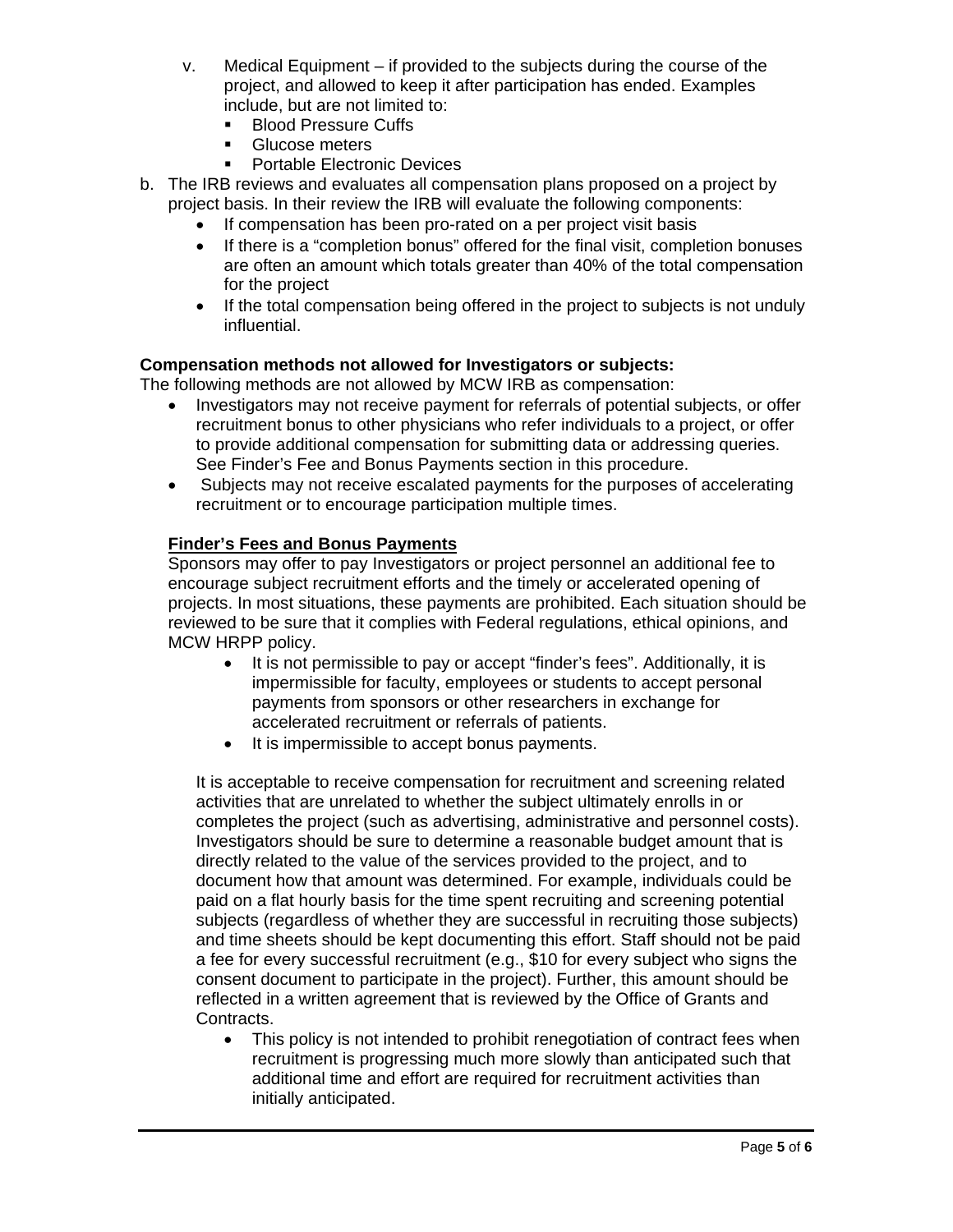v. Medical Equipment – if provided to the subjects during the course of the project, and allowed to keep it after participation has ended. Examples include, but are not limited to:
      - Blood Pressure Cuffs
      - Glucose meters
      - Portable Electronic Devices

b. The IRB reviews and evaluates all compensation plans proposed on a project by project basis. In their review the IRB will evaluate the following components:
   - If compensation has been pro-rated on a per project visit basis
   - If there is a "completion bonus" offered for the final visit, completion bonuses are often an amount which totals greater than 40% of the total compensation for the project
   - If the total compensation being offered in the project to subjects is not unduly influential.

**Compensation methods not allowed for Investigators or subjects:**

The following methods are not allowed by MCW IRB as compensation:

- Investigators may not receive payment for referrals of potential subjects, or offer recruitment bonus to other physicians who refer individuals to a project, or offer to provide additional compensation for submitting data or addressing queries. See Finder's Fee and Bonus Payments section in this procedure.
- Subjects may not receive escalated payments for the purposes of accelerating recruitment or to encourage participation multiple times.

**Finder's Fees and Bonus Payments**

Sponsors may offer to pay Investigators or project personnel an additional fee to encourage subject recruitment efforts and the timely or accelerated opening of projects. In most situations, these payments are prohibited. Each situation should be reviewed to be sure that it complies with Federal regulations, ethical opinions, and MCW HRPP policy.

- It is not permissible to pay or accept "finder's fees". Additionally, it is impermissible for faculty, employees or students to accept personal payments from sponsors or other researchers in exchange for accelerated recruitment or referrals of patients.
- It is impermissible to accept bonus payments.

It is acceptable to receive compensation for recruitment and screening related activities that are unrelated to whether the subject ultimately enrolls in or completes the project (such as advertising, administrative and personnel costs). Investigators should be sure to determine a reasonable budget amount that is directly related to the value of the services provided to the project, and to document how that amount was determined. For example, individuals could be paid on a flat hourly basis for the time spent recruiting and screening potential subjects (regardless of whether they are successful in recruiting those subjects) and time sheets should be kept documenting this effort. Staff should not be paid a fee for every successful recruitment (e.g., $10 for every subject who signs the consent document to participate in the project). Further, this amount should be reflected in a written agreement that is reviewed by the Office of Grants and Contracts.

- This policy is not intended to prohibit renegotiation of contract fees when recruitment is progressing much more slowly than anticipated such that additional time and effort are required for recruitment activities than initially anticipated.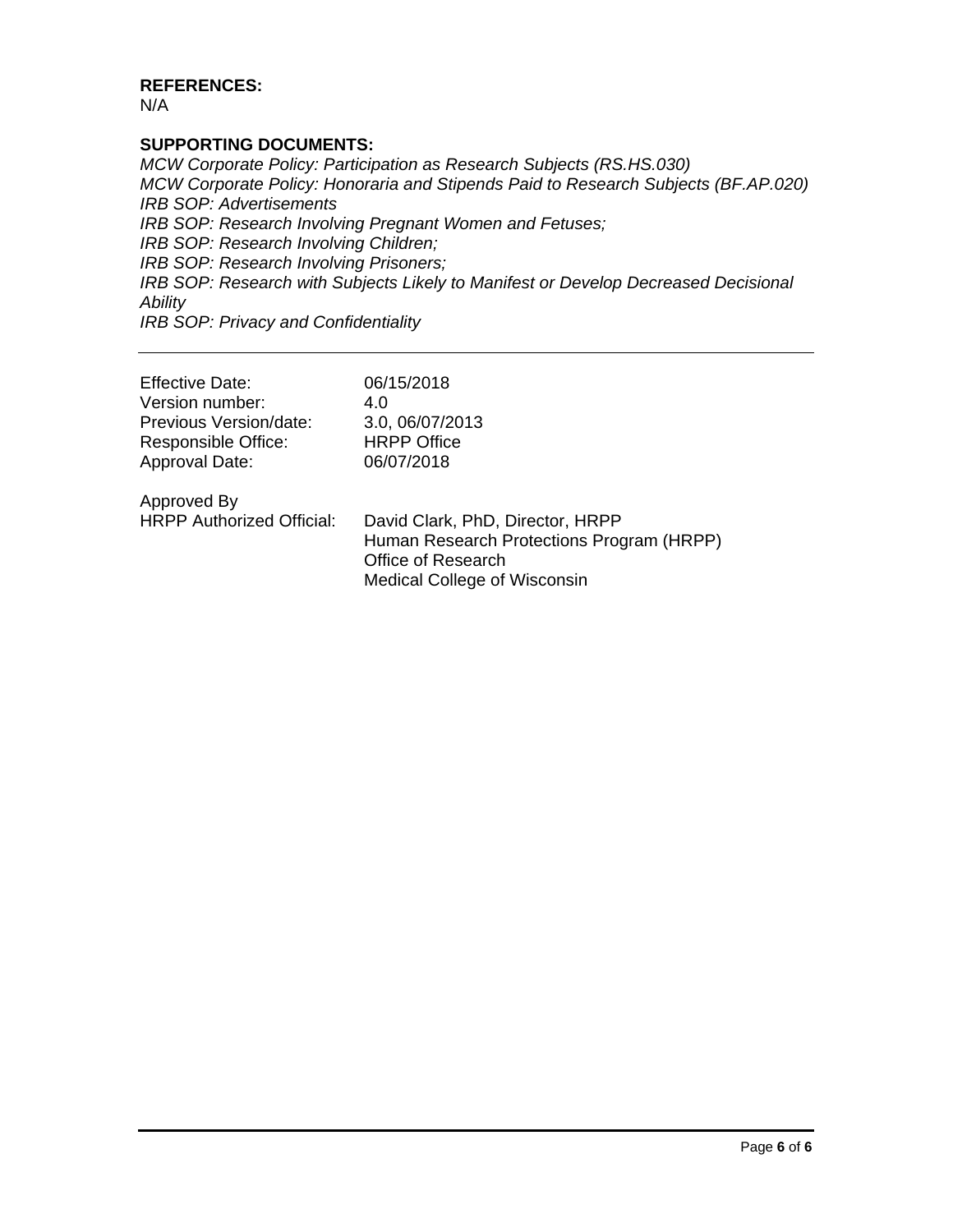**REFERENCES:**
N/A

**SUPPORTING DOCUMENTS:**

*MCW Corporate Policy: Participation as Research Subjects (RS.HS.030)*
*MCW Corporate Policy: Honoraria and Stipends Paid to Research Subjects (BF.AP.020)*
*IRB SOP: Advertisements*
*IRB SOP: Research Involving Pregnant Women and Fetuses;*
*IRB SOP: Research Involving Children;*
*IRB SOP: Research Involving Prisoners;*
*IRB SOP: Research with Subjects Likely to Manifest or Develop Decreased Decisional Ability*
*IRB SOP: Privacy and Confidentiality*

---

| | |
|---|---|
| Effective Date: | 06/15/2018 |
| Version number: | 4.0 |
| Previous Version/date: | 3.0, 06/07/2013 |
| Responsible Office: | HRPP Office |
| Approval Date: | 06/07/2018 |

Approved By

| | |
|---|---|
| HRPP Authorized Official: | David Clark, PhD, Director, HRPP<br>Human Research Protections Program (HRPP)<br>Office of Research<br>Medical College of Wisconsin |